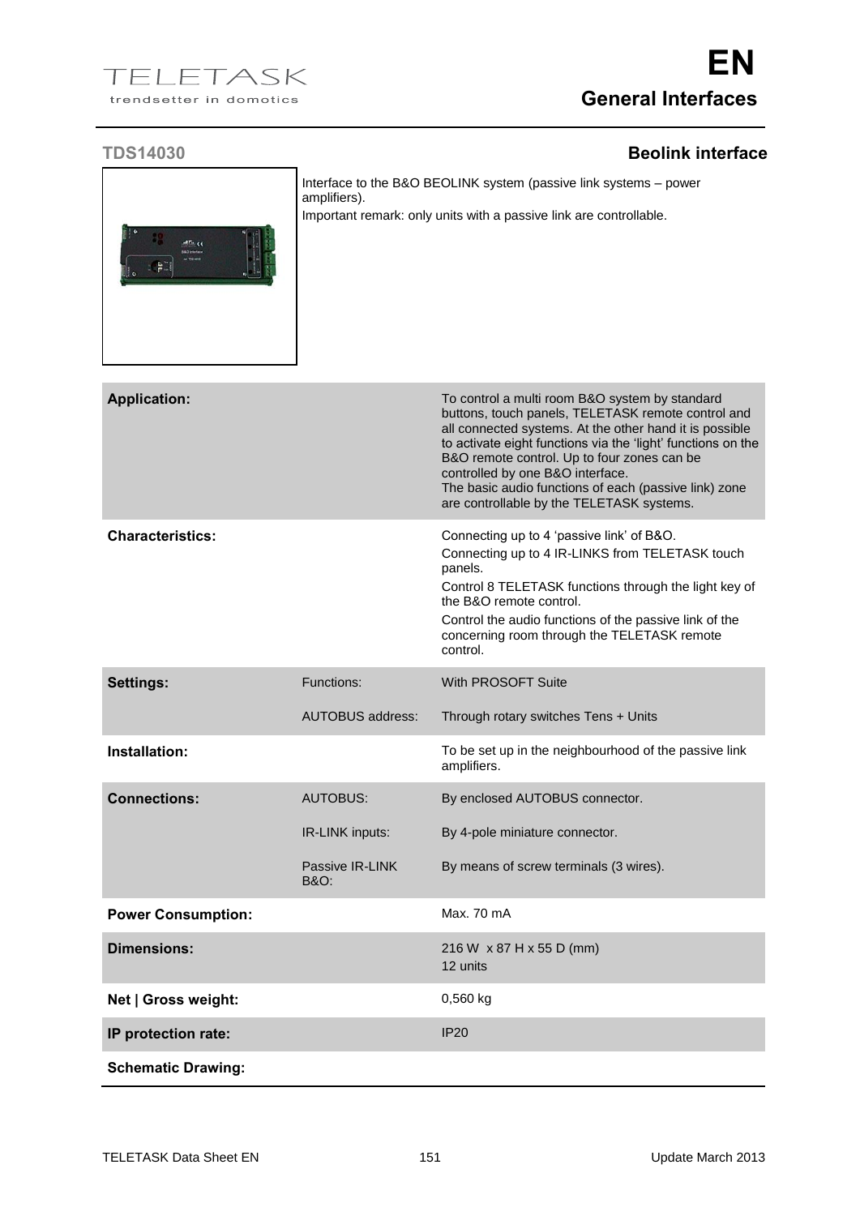# General Interfaces

## TDS14030 — Beolink interface

Interface to the B&O BEOLINK system (passive link systems – power amplifiers).

Important remark: only units with a passive link are controllable.

| | | |
|---|---|---|
| **Application:** | | To control a multi room B&O system by standard buttons, touch panels, TELETASK remote control and all connected systems. At the other hand it is possible to activate eight functions via the 'light' functions on the B&O remote control. Up to four zones can be controlled by one B&O interface.<br>The basic audio functions of each (passive link) zone are controllable by the TELETASK systems. |
| **Characteristics:** | | Connecting up to 4 'passive link' of B&O.<br>Connecting up to 4 IR-LINKS from TELETASK touch panels.<br>Control 8 TELETASK functions through the light key of the B&O remote control.<br>Control the audio functions of the passive link of the concerning room through the TELETASK remote control. |
| **Settings:** | Functions: | With PROSOFT Suite |
| | AUTOBUS address: | Through rotary switches Tens + Units |
| **Installation:** | | To be set up in the neighbourhood of the passive link amplifiers. |
| **Connections:** | AUTOBUS: | By enclosed AUTOBUS connector. |
| | IR-LINK inputs: | By 4-pole miniature connector. |
| | Passive IR-LINK B&O: | By means of screw terminals (3 wires). |
| **Power Consumption:** | | Max. 70 mA |
| **Dimensions:** | | 216 W x 87 H x 55 D (mm)<br>12 units |
| **Net \| Gross weight:** | | 0,560 kg |
| **IP protection rate:** | | IP20 |
| **Schematic Drawing:** | | |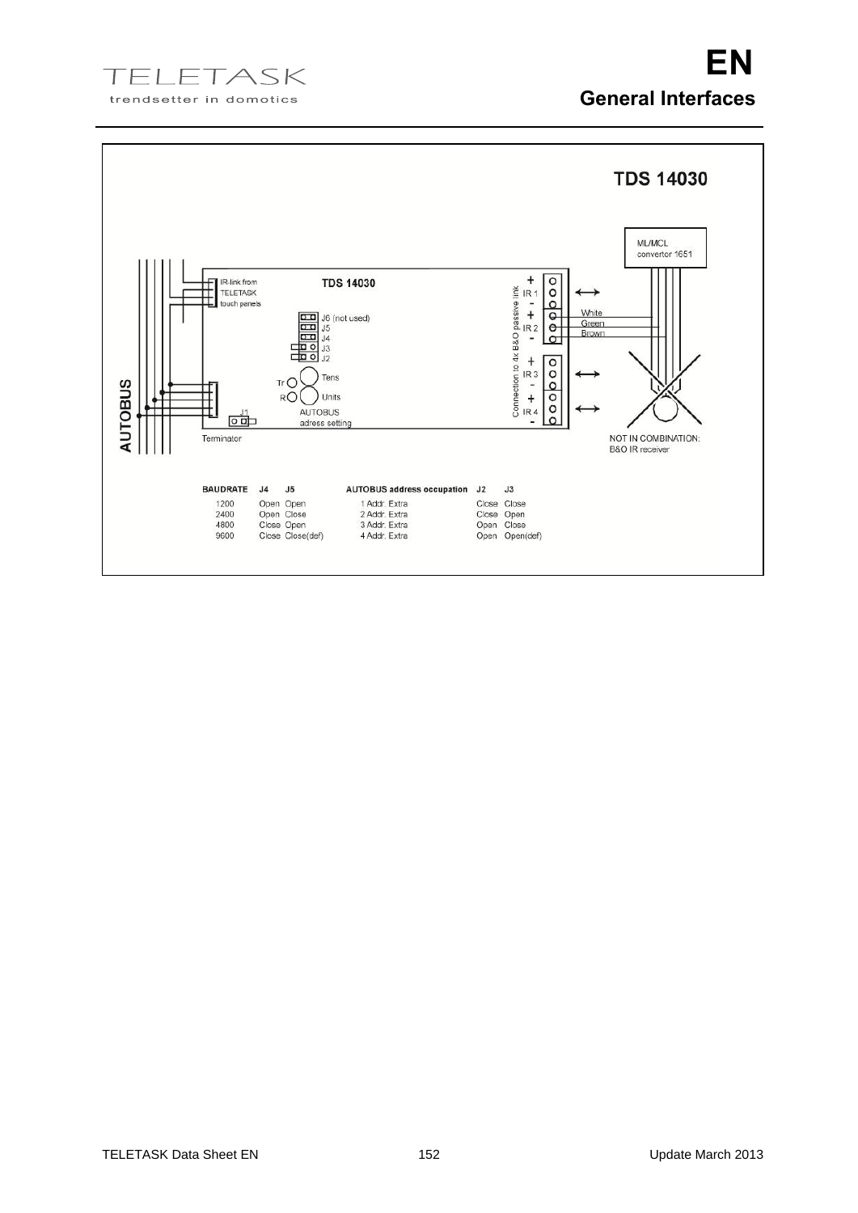# General Interfaces

## TDS 14030

ML/MCL convertor 1651

IR-link from TELETASK touch panels

TDS 14030

J6 (not used)
J5
J4
J3
J2

Tr
R
Tens
Units
AUTOBUS adress setting

J1
Terminator

AUTOBUS

Connection to 4x B&O passive link

+ IR 1 -
+ IR 2 -
+ IR 3 -
+ IR 4 -

White
Green
Brown

NOT IN COMBINATION: B&O IR receiver

| BAUDRATE | J4 | J5 | AUTOBUS address occupation | J2 | J3 |
|---|---|---|---|---|---|
| 1200 | Open | Open | 1 Addr. Extra | Close | Close |
| 2400 | Open | Close | 2 Addr. Extra | Close | Open |
| 4800 | Close | Open | 3 Addr. Extra | Open | Close |
| 9600 | Close | Close(def) | 4 Addr. Extra | Open | Open(def) |